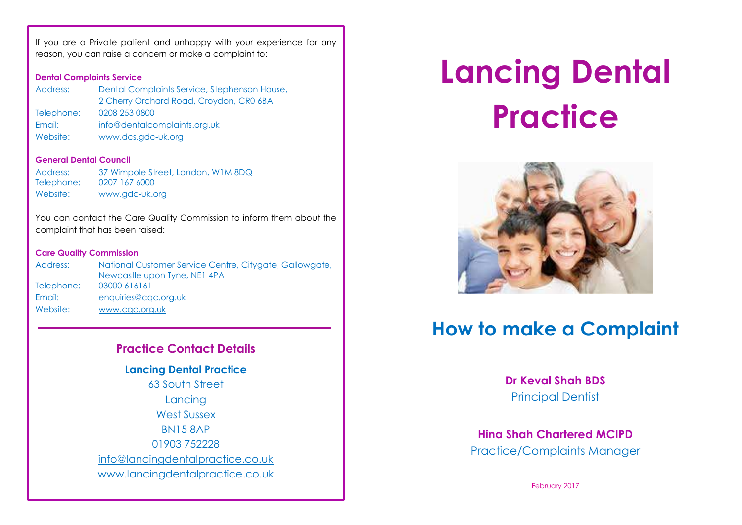If you are a Private patient and unhappy with your experience for any reason, you can raise a concern or make a complaint to:

**Dental Complaints Service**

| | |
|---|---|
| Address: | Dental Complaints Service, Stephenson House, 2 Cherry Orchard Road, Croydon, CR0 6BA |
| Telephone: | 0208 253 0800 |
| Email: | info@dentalcomplaints.org.uk |
| Website: | www.dcs.gdc-uk.org |

**General Dental Council**

| | |
|---|---|
| Address: | 37 Wimpole Street, London, W1M 8DQ |
| Telephone: | 0207 167 6000 |
| Website: | www.gdc-uk.org |

You can contact the Care Quality Commission to inform them about the complaint that has been raised:

**Care Quality Commission**

| | |
|---|---|
| Address: | National Customer Service Centre, Citygate, Gallowgate, Newcastle upon Tyne, NE1 4PA |
| Telephone: | 03000 616161 |
| Email: | enquiries@cqc.org.uk |
| Website: | www.cqc.org.uk |

## Practice Contact Details

**Lancing Dental Practice**

63 South Street
Lancing
West Sussex
BN15 8AP
01903 752228
info@lancingdentalpractice.co.uk
www.lancingdentalpractice.co.uk

# Lancing Dental Practice

## How to make a Complaint

**Dr Keval Shah BDS**
Principal Dentist

**Hina Shah Chartered MCIPD**
Practice/Complaints Manager

February 2017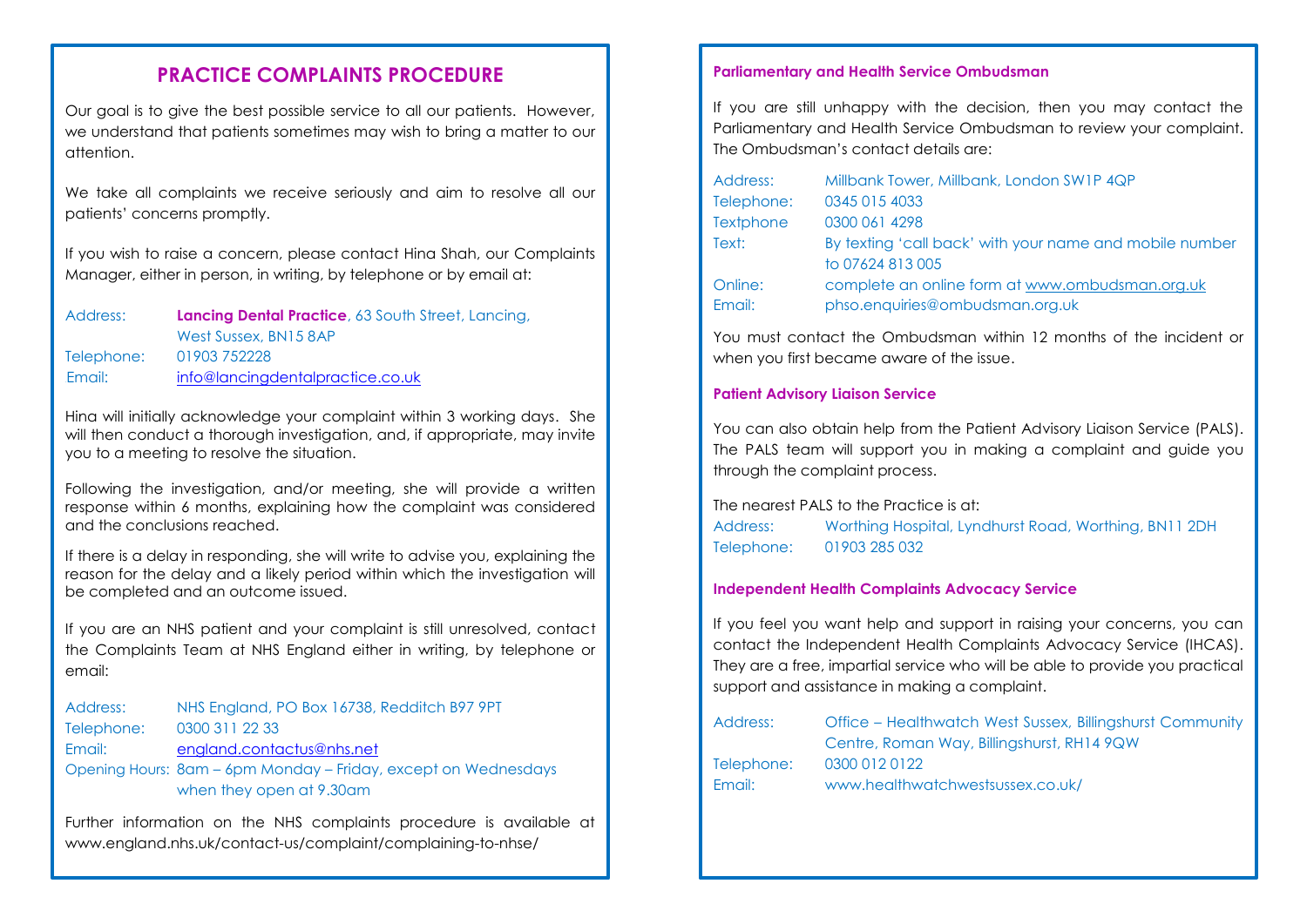## PRACTICE COMPLAINTS PROCEDURE

Our goal is to give the best possible service to all our patients. However, we understand that patients sometimes may wish to bring a matter to our attention.

We take all complaints we receive seriously and aim to resolve all our patients' concerns promptly.

If you wish to raise a concern, please contact Hina Shah, our Complaints Manager, either in person, in writing, by telephone or by email at:

| | |
|---|---|
| Address: | **Lancing Dental Practice**, 63 South Street, Lancing, West Sussex, BN15 8AP |
| Telephone: | 01903 752228 |
| Email: | info@lancingdentalpractice.co.uk |

Hina will initially acknowledge your complaint within 3 working days. She will then conduct a thorough investigation, and, if appropriate, may invite you to a meeting to resolve the situation.

Following the investigation, and/or meeting, she will provide a written response within 6 months, explaining how the complaint was considered and the conclusions reached.

If there is a delay in responding, she will write to advise you, explaining the reason for the delay and a likely period within which the investigation will be completed and an outcome issued.

If you are an NHS patient and your complaint is still unresolved, contact the Complaints Team at NHS England either in writing, by telephone or email:

| | |
|---|---|
| Address: | NHS England, PO Box 16738, Redditch B97 9PT |
| Telephone: | 0300 311 22 33 |
| Email: | england.contactus@nhs.net |
| Opening Hours: | 8am – 6pm Monday – Friday, except on Wednesdays when they open at 9.30am |

Further information on the NHS complaints procedure is available at www.england.nhs.uk/contact-us/complaint/complaining-to-nhse/

### Parliamentary and Health Service Ombudsman

If you are still unhappy with the decision, then you may contact the Parliamentary and Health Service Ombudsman to review your complaint. The Ombudsman's contact details are:

| | |
|---|---|
| Address: | Millbank Tower, Millbank, London SW1P 4QP |
| Telephone: | 0345 015 4033 |
| Textphone | 0300 061 4298 |
| Text: | By texting 'call back' with your name and mobile number to 07624 813 005 |
| Online: | complete an online form at www.ombudsman.org.uk |
| Email: | phso.enquiries@ombudsman.org.uk |

You must contact the Ombudsman within 12 months of the incident or when you first became aware of the issue.

### Patient Advisory Liaison Service

You can also obtain help from the Patient Advisory Liaison Service (PALS). The PALS team will support you in making a complaint and guide you through the complaint process.

The nearest PALS to the Practice is at:

| | |
|---|---|
| Address: | Worthing Hospital, Lyndhurst Road, Worthing, BN11 2DH |
| Telephone: | 01903 285 032 |

### Independent Health Complaints Advocacy Service

If you feel you want help and support in raising your concerns, you can contact the Independent Health Complaints Advocacy Service (IHCAS). They are a free, impartial service who will be able to provide you practical support and assistance in making a complaint.

| | |
|---|---|
| Address: | Office – Healthwatch West Sussex, Billingshurst Community Centre, Roman Way, Billingshurst, RH14 9QW |
| Telephone: | 0300 012 0122 |
| Email: | www.healthwatchwestsussex.co.uk/ |